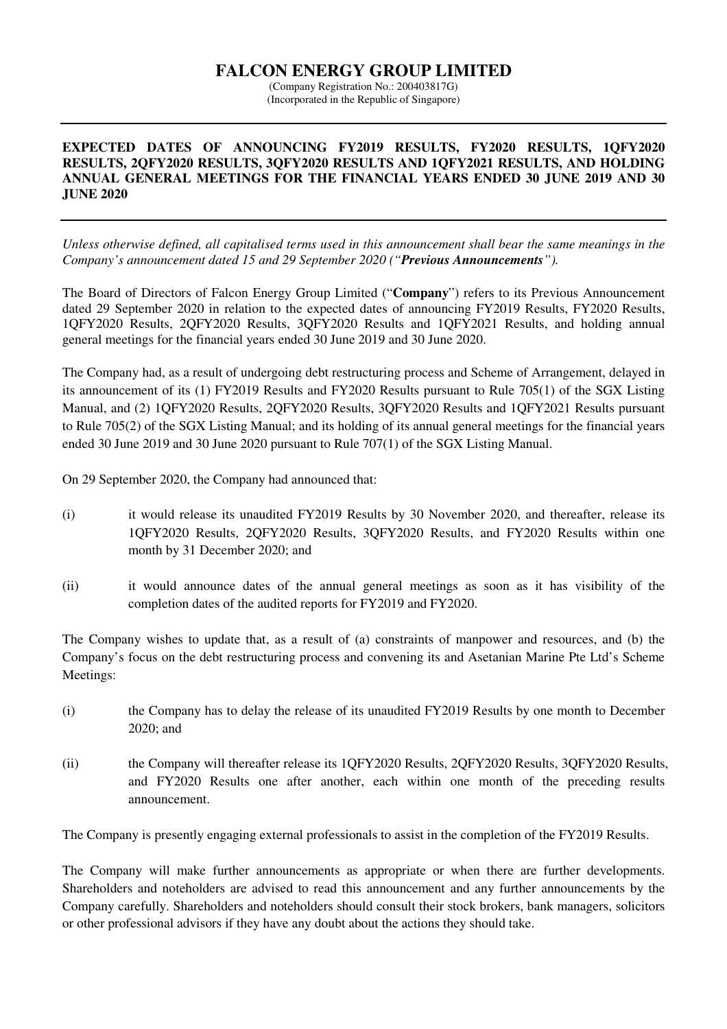# FALCON ENERGY GROUP LIMITED

(Company Registration No.: 200403817G)
(Incorporated in the Republic of Singapore)

---

**EXPECTED DATES OF ANNOUNCING FY2019 RESULTS, FY2020 RESULTS, 1QFY2020 RESULTS, 2QFY2020 RESULTS, 3QFY2020 RESULTS AND 1QFY2021 RESULTS, AND HOLDING ANNUAL GENERAL MEETINGS FOR THE FINANCIAL YEARS ENDED 30 JUNE 2019 AND 30 JUNE 2020**

---

*Unless otherwise defined, all capitalised terms used in this announcement shall bear the same meanings in the Company's announcement dated 15 and 29 September 2020 ("**Previous Announcements**").*

The Board of Directors of Falcon Energy Group Limited ("**Company**") refers to its Previous Announcement dated 29 September 2020 in relation to the expected dates of announcing FY2019 Results, FY2020 Results, 1QFY2020 Results, 2QFY2020 Results, 3QFY2020 Results and 1QFY2021 Results, and holding annual general meetings for the financial years ended 30 June 2019 and 30 June 2020.

The Company had, as a result of undergoing debt restructuring process and Scheme of Arrangement, delayed in its announcement of its (1) FY2019 Results and FY2020 Results pursuant to Rule 705(1) of the SGX Listing Manual, and (2) 1QFY2020 Results, 2QFY2020 Results, 3QFY2020 Results and 1QFY2021 Results pursuant to Rule 705(2) of the SGX Listing Manual; and its holding of its annual general meetings for the financial years ended 30 June 2019 and 30 June 2020 pursuant to Rule 707(1) of the SGX Listing Manual.

On 29 September 2020, the Company had announced that:

(i) it would release its unaudited FY2019 Results by 30 November 2020, and thereafter, release its 1QFY2020 Results, 2QFY2020 Results, 3QFY2020 Results, and FY2020 Results within one month by 31 December 2020; and

(ii) it would announce dates of the annual general meetings as soon as it has visibility of the completion dates of the audited reports for FY2019 and FY2020.

The Company wishes to update that, as a result of (a) constraints of manpower and resources, and (b) the Company's focus on the debt restructuring process and convening its and Asetanian Marine Pte Ltd's Scheme Meetings:

(i) the Company has to delay the release of its unaudited FY2019 Results by one month to December 2020; and

(ii) the Company will thereafter release its 1QFY2020 Results, 2QFY2020 Results, 3QFY2020 Results, and FY2020 Results one after another, each within one month of the preceding results announcement.

The Company is presently engaging external professionals to assist in the completion of the FY2019 Results.

The Company will make further announcements as appropriate or when there are further developments. Shareholders and noteholders are advised to read this announcement and any further announcements by the Company carefully. Shareholders and noteholders should consult their stock brokers, bank managers, solicitors or other professional advisors if they have any doubt about the actions they should take.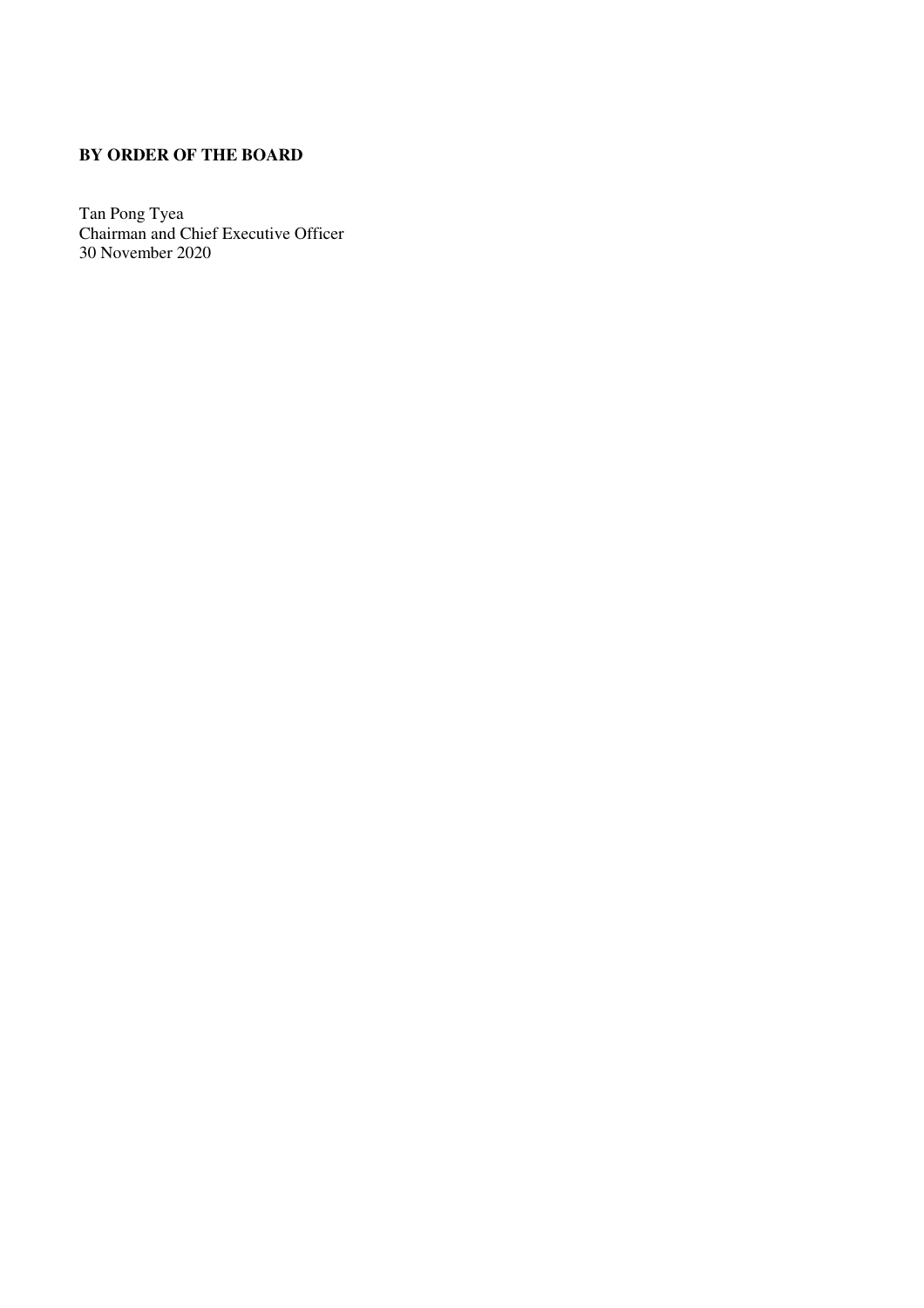**BY ORDER OF THE BOARD**

Tan Pong Tyea
Chairman and Chief Executive Officer
30 November 2020